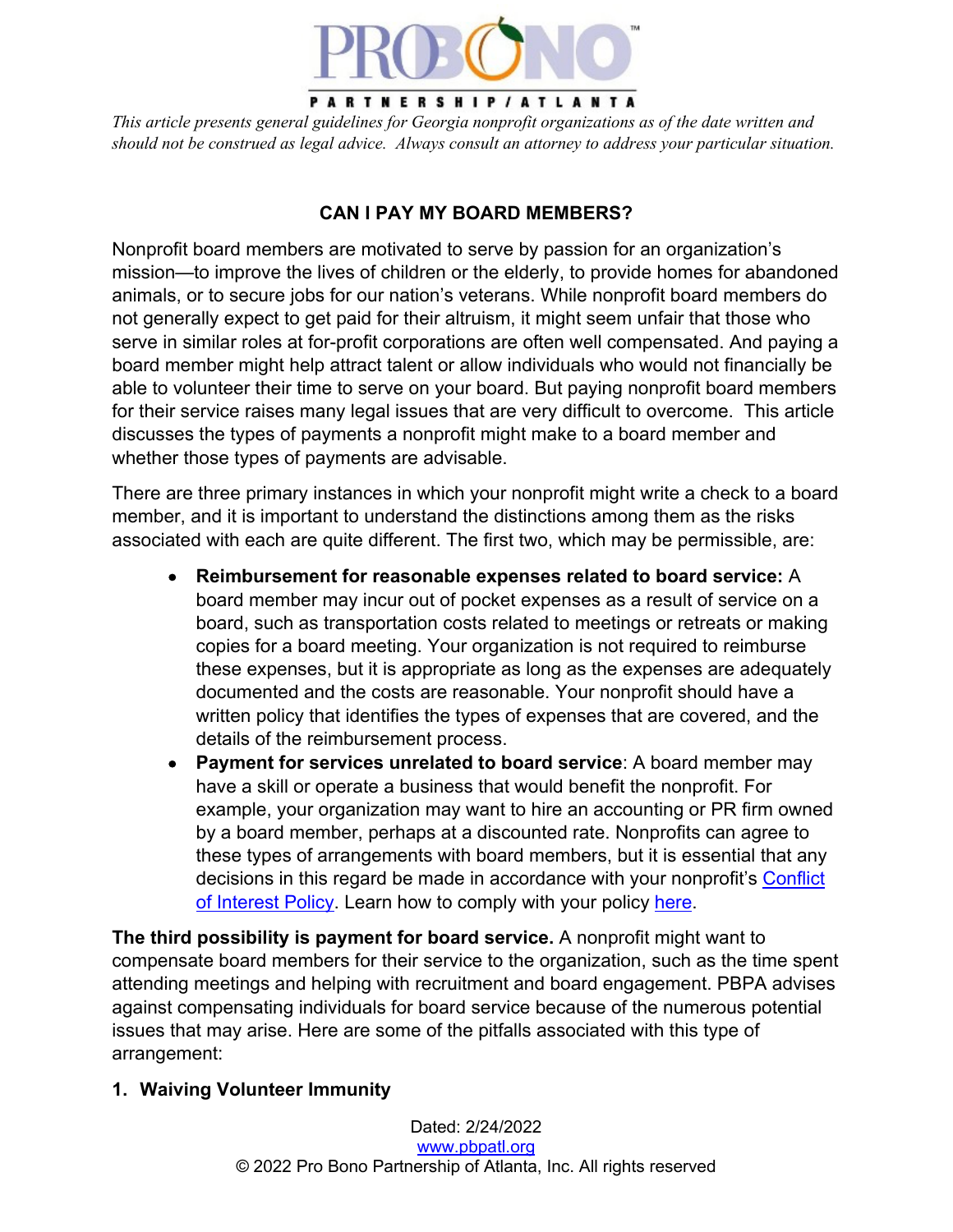PRO BONO
PARTNERSHIP / ATLANTA

*This article presents general guidelines for Georgia nonprofit organizations as of the date written and should not be construed as legal advice. Always consult an attorney to address your particular situation.*

# CAN I PAY MY BOARD MEMBERS?

Nonprofit board members are motivated to serve by passion for an organization's mission—to improve the lives of children or the elderly, to provide homes for abandoned animals, or to secure jobs for our nation's veterans. While nonprofit board members do not generally expect to get paid for their altruism, it might seem unfair that those who serve in similar roles at for-profit corporations are often well compensated. And paying a board member might help attract talent or allow individuals who would not financially be able to volunteer their time to serve on your board. But paying nonprofit board members for their service raises many legal issues that are very difficult to overcome. This article discusses the types of payments a nonprofit might make to a board member and whether those types of payments are advisable.

There are three primary instances in which your nonprofit might write a check to a board member, and it is important to understand the distinctions among them as the risks associated with each are quite different. The first two, which may be permissible, are:

- **Reimbursement for reasonable expenses related to board service:** A board member may incur out of pocket expenses as a result of service on a board, such as transportation costs related to meetings or retreats or making copies for a board meeting. Your organization is not required to reimburse these expenses, but it is appropriate as long as the expenses are adequately documented and the costs are reasonable. Your nonprofit should have a written policy that identifies the types of expenses that are covered, and the details of the reimbursement process.
- **Payment for services unrelated to board service**: A board member may have a skill or operate a business that would benefit the nonprofit. For example, your organization may want to hire an accounting or PR firm owned by a board member, perhaps at a discounted rate. Nonprofits can agree to these types of arrangements with board members, but it is essential that any decisions in this regard be made in accordance with your nonprofit's Conflict of Interest Policy. Learn how to comply with your policy here.

**The third possibility is payment for board service.** A nonprofit might want to compensate board members for their service to the organization, such as the time spent attending meetings and helping with recruitment and board engagement. PBPA advises against compensating individuals for board service because of the numerous potential issues that may arise. Here are some of the pitfalls associated with this type of arrangement:

## 1. Waiving Volunteer Immunity

Dated: 2/24/2022
www.pbpatl.org
© 2022 Pro Bono Partnership of Atlanta, Inc. All rights reserved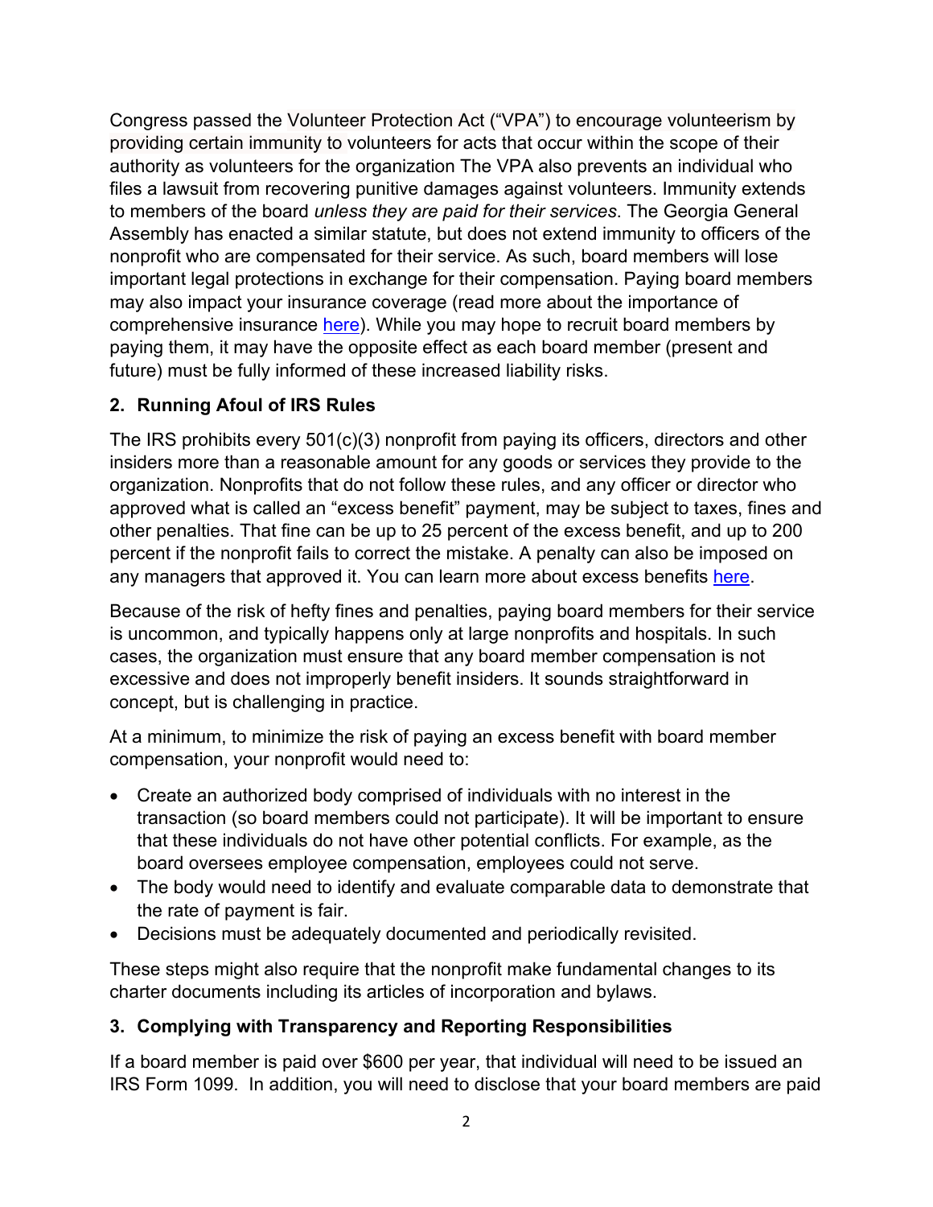Congress passed the Volunteer Protection Act ("VPA") to encourage volunteerism by providing certain immunity to volunteers for acts that occur within the scope of their authority as volunteers for the organization The VPA also prevents an individual who files a lawsuit from recovering punitive damages against volunteers. Immunity extends to members of the board *unless they are paid for their services*. The Georgia General Assembly has enacted a similar statute, but does not extend immunity to officers of the nonprofit who are compensated for their service. As such, board members will lose important legal protections in exchange for their compensation. Paying board members may also impact your insurance coverage (read more about the importance of comprehensive insurance here). While you may hope to recruit board members by paying them, it may have the opposite effect as each board member (present and future) must be fully informed of these increased liability risks.

**2. Running Afoul of IRS Rules**

The IRS prohibits every 501(c)(3) nonprofit from paying its officers, directors and other insiders more than a reasonable amount for any goods or services they provide to the organization. Nonprofits that do not follow these rules, and any officer or director who approved what is called an "excess benefit" payment, may be subject to taxes, fines and other penalties. That fine can be up to 25 percent of the excess benefit, and up to 200 percent if the nonprofit fails to correct the mistake. A penalty can also be imposed on any managers that approved it. You can learn more about excess benefits here.

Because of the risk of hefty fines and penalties, paying board members for their service is uncommon, and typically happens only at large nonprofits and hospitals. In such cases, the organization must ensure that any board member compensation is not excessive and does not improperly benefit insiders. It sounds straightforward in concept, but is challenging in practice.

At a minimum, to minimize the risk of paying an excess benefit with board member compensation, your nonprofit would need to:

- Create an authorized body comprised of individuals with no interest in the transaction (so board members could not participate). It will be important to ensure that these individuals do not have other potential conflicts. For example, as the board oversees employee compensation, employees could not serve.
- The body would need to identify and evaluate comparable data to demonstrate that the rate of payment is fair.
- Decisions must be adequately documented and periodically revisited.

These steps might also require that the nonprofit make fundamental changes to its charter documents including its articles of incorporation and bylaws.

**3. Complying with Transparency and Reporting Responsibilities**

If a board member is paid over $600 per year, that individual will need to be issued an IRS Form 1099. In addition, you will need to disclose that your board members are paid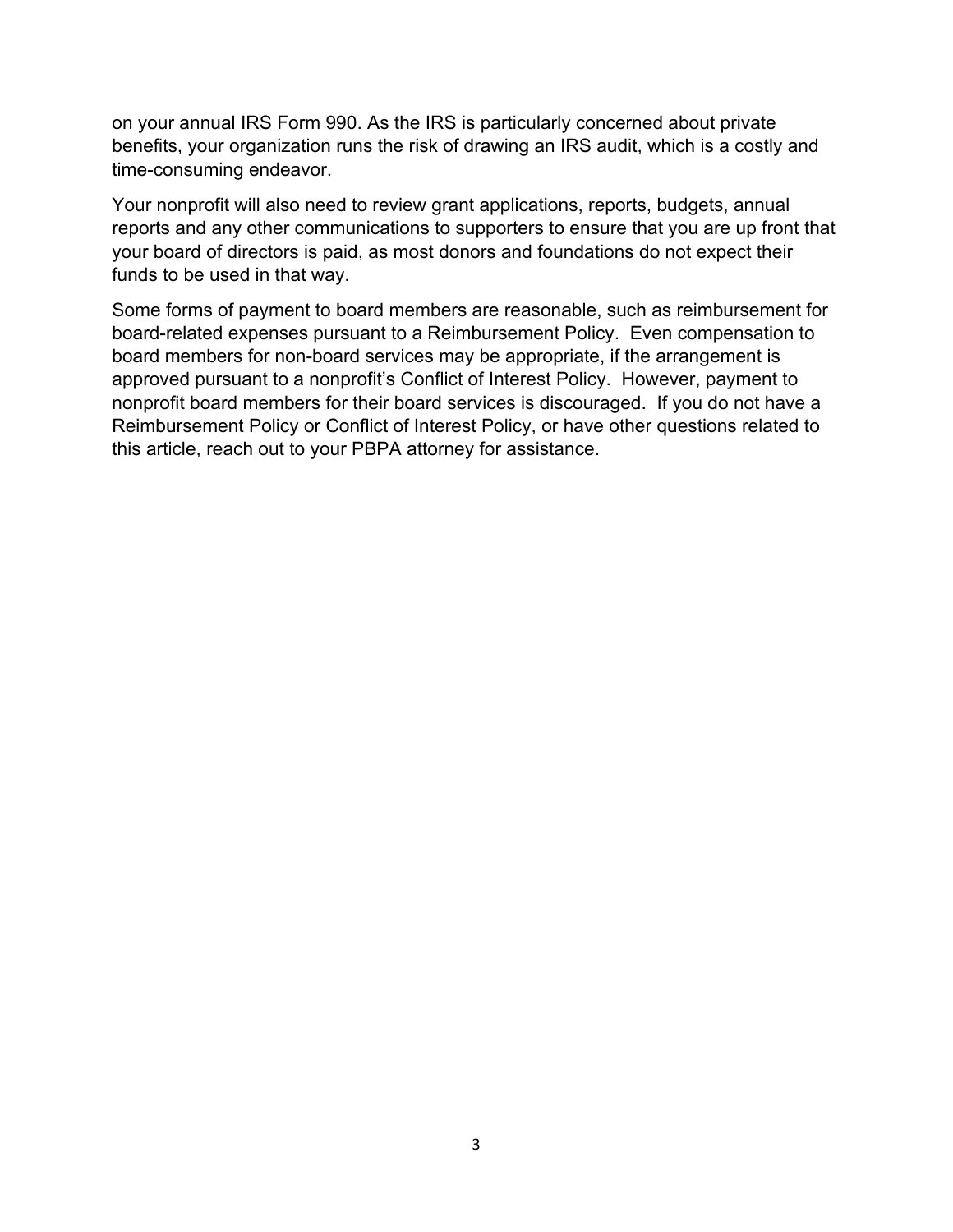on your annual IRS Form 990. As the IRS is particularly concerned about private benefits, your organization runs the risk of drawing an IRS audit, which is a costly and time-consuming endeavor.

Your nonprofit will also need to review grant applications, reports, budgets, annual reports and any other communications to supporters to ensure that you are up front that your board of directors is paid, as most donors and foundations do not expect their funds to be used in that way.

Some forms of payment to board members are reasonable, such as reimbursement for board-related expenses pursuant to a Reimbursement Policy. Even compensation to board members for non-board services may be appropriate, if the arrangement is approved pursuant to a nonprofit's Conflict of Interest Policy. However, payment to nonprofit board members for their board services is discouraged. If you do not have a Reimbursement Policy or Conflict of Interest Policy, or have other questions related to this article, reach out to your PBPA attorney for assistance.